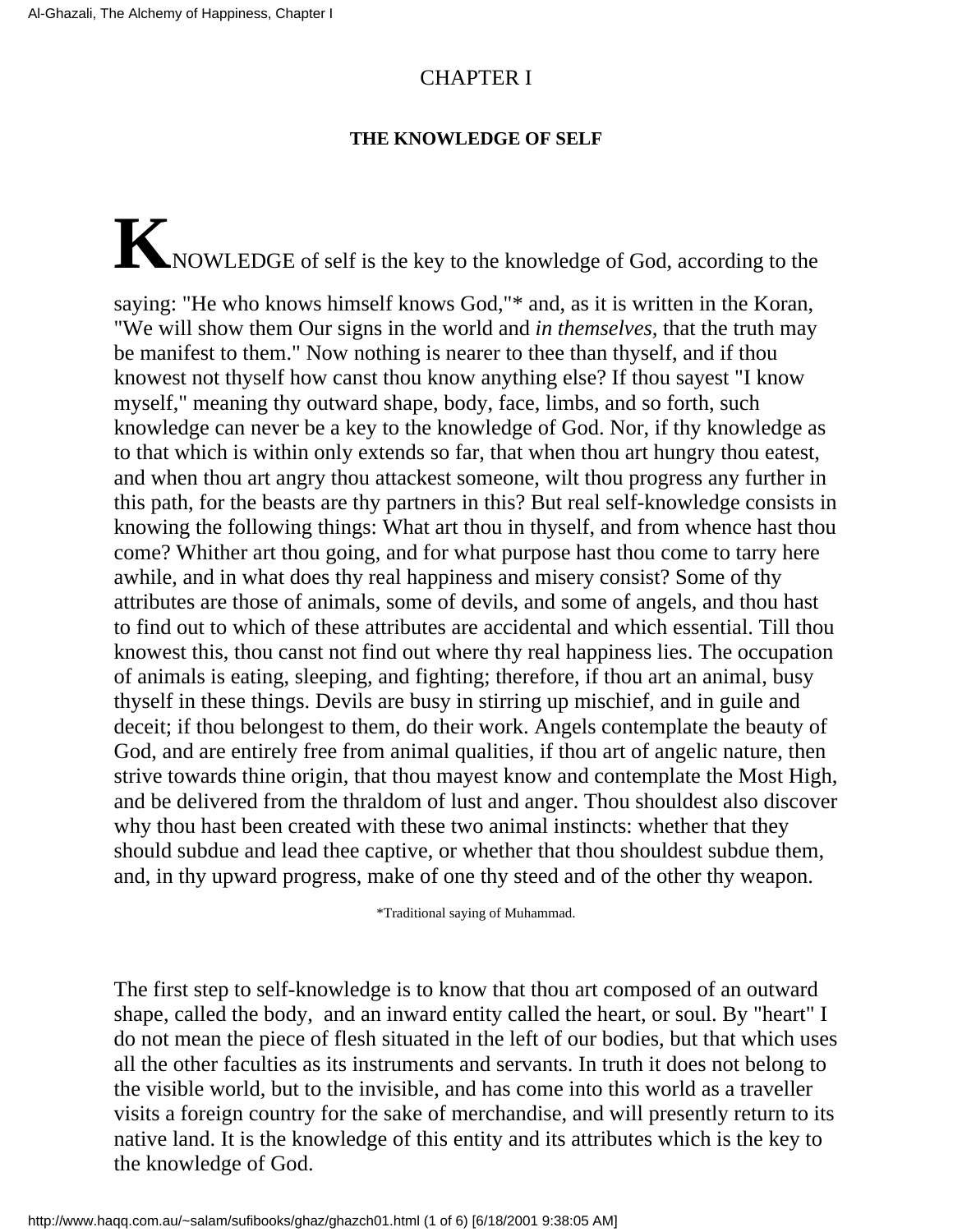# CHAPTER I

## THE KNOWLEDGE OF SELF

KNOWLEDGE of self is the key to the knowledge of God, according to the saying: "He who knows himself knows God,"* and, as it is written in the Koran, "We will show them Our signs in the world and *in themselves,* that the truth may be manifest to them." Now nothing is nearer to thee than thyself, and if thou knowest not thyself how canst thou know anything else? If thou sayest "I know myself," meaning thy outward shape, body, face, limbs, and so forth, such knowledge can never be a key to the knowledge of God. Nor, if thy knowledge as to that which is within only extends so far, that when thou art hungry thou eatest, and when thou art angry thou attackest someone, wilt thou progress any further in this path, for the beasts are thy partners in this? But real self-knowledge consists in knowing the following things: What art thou in thyself, and from whence hast thou come? Whither art thou going, and for what purpose hast thou come to tarry here awhile, and in what does thy real happiness and misery consist? Some of thy attributes are those of animals, some of devils, and some of angels, and thou hast to find out to which of these attributes are accidental and which essential. Till thou knowest this, thou canst not find out where thy real happiness lies. The occupation of animals is eating, sleeping, and fighting; therefore, if thou art an animal, busy thyself in these things. Devils are busy in stirring up mischief, and in guile and deceit; if thou belongest to them, do their work. Angels contemplate the beauty of God, and are entirely free from animal qualities, if thou art of angelic nature, then strive towards thine origin, that thou mayest know and contemplate the Most High, and be delivered from the thraldom of lust and anger. Thou shouldest also discover why thou hast been created with these two animal instincts: whether that they should subdue and lead thee captive, or whether that thou shouldest subdue them, and, in thy upward progress, make of one thy steed and of the other thy weapon.

*Traditional saying of Muhammad.

The first step to self-knowledge is to know that thou art composed of an outward shape, called the body, and an inward entity called the heart, or soul. By "heart" I do not mean the piece of flesh situated in the left of our bodies, but that which uses all the other faculties as its instruments and servants. In truth it does not belong to the visible world, but to the invisible, and has come into this world as a traveller visits a foreign country for the sake of merchandise, and will presently return to its native land. It is the knowledge of this entity and its attributes which is the key to the knowledge of God.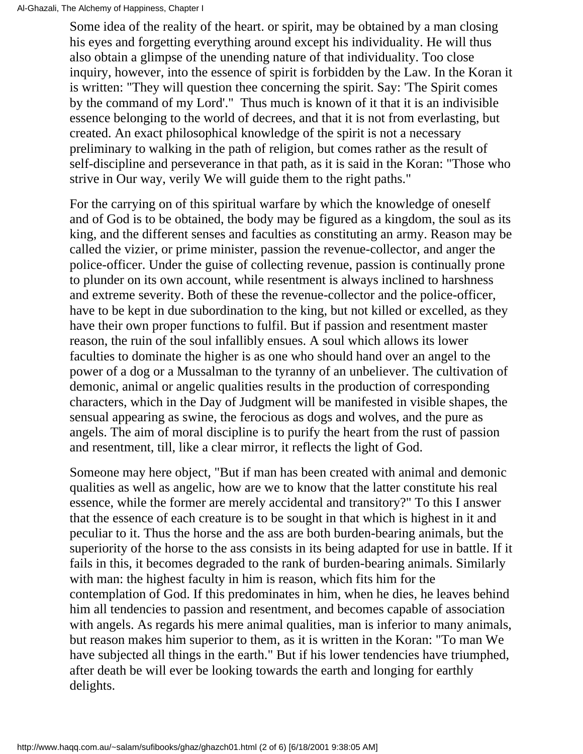Some idea of the reality of the heart. or spirit, may be obtained by a man closing his eyes and forgetting everything around except his individuality. He will thus also obtain a glimpse of the unending nature of that individuality. Too close inquiry, however, into the essence of spirit is forbidden by the Law. In the Koran it is written: "They will question thee concerning the spirit. Say: 'The Spirit comes by the command of my Lord'." Thus much is known of it that it is an indivisible essence belonging to the world of decrees, and that it is not from everlasting, but created. An exact philosophical knowledge of the spirit is not a necessary preliminary to walking in the path of religion, but comes rather as the result of self-discipline and perseverance in that path, as it is said in the Koran: "Those who strive in Our way, verily We will guide them to the right paths."

For the carrying on of this spiritual warfare by which the knowledge of oneself and of God is to be obtained, the body may be figured as a kingdom, the soul as its king, and the different senses and faculties as constituting an army. Reason may be called the vizier, or prime minister, passion the revenue-collector, and anger the police-officer. Under the guise of collecting revenue, passion is continually prone to plunder on its own account, while resentment is always inclined to harshness and extreme severity. Both of these the revenue-collector and the police-officer, have to be kept in due subordination to the king, but not killed or excelled, as they have their own proper functions to fulfil. But if passion and resentment master reason, the ruin of the soul infallibly ensues. A soul which allows its lower faculties to dominate the higher is as one who should hand over an angel to the power of a dog or a Mussalman to the tyranny of an unbeliever. The cultivation of demonic, animal or angelic qualities results in the production of corresponding characters, which in the Day of Judgment will be manifested in visible shapes, the sensual appearing as swine, the ferocious as dogs and wolves, and the pure as angels. The aim of moral discipline is to purify the heart from the rust of passion and resentment, till, like a clear mirror, it reflects the light of God.

Someone may here object, "But if man has been created with animal and demonic qualities as well as angelic, how are we to know that the latter constitute his real essence, while the former are merely accidental and transitory?" To this I answer that the essence of each creature is to be sought in that which is highest in it and peculiar to it. Thus the horse and the ass are both burden-bearing animals, but the superiority of the horse to the ass consists in its being adapted for use in battle. If it fails in this, it becomes degraded to the rank of burden-bearing animals. Similarly with man: the highest faculty in him is reason, which fits him for the contemplation of God. If this predominates in him, when he dies, he leaves behind him all tendencies to passion and resentment, and becomes capable of association with angels. As regards his mere animal qualities, man is inferior to many animals, but reason makes him superior to them, as it is written in the Koran: "To man We have subjected all things in the earth." But if his lower tendencies have triumphed, after death be will ever be looking towards the earth and longing for earthly delights.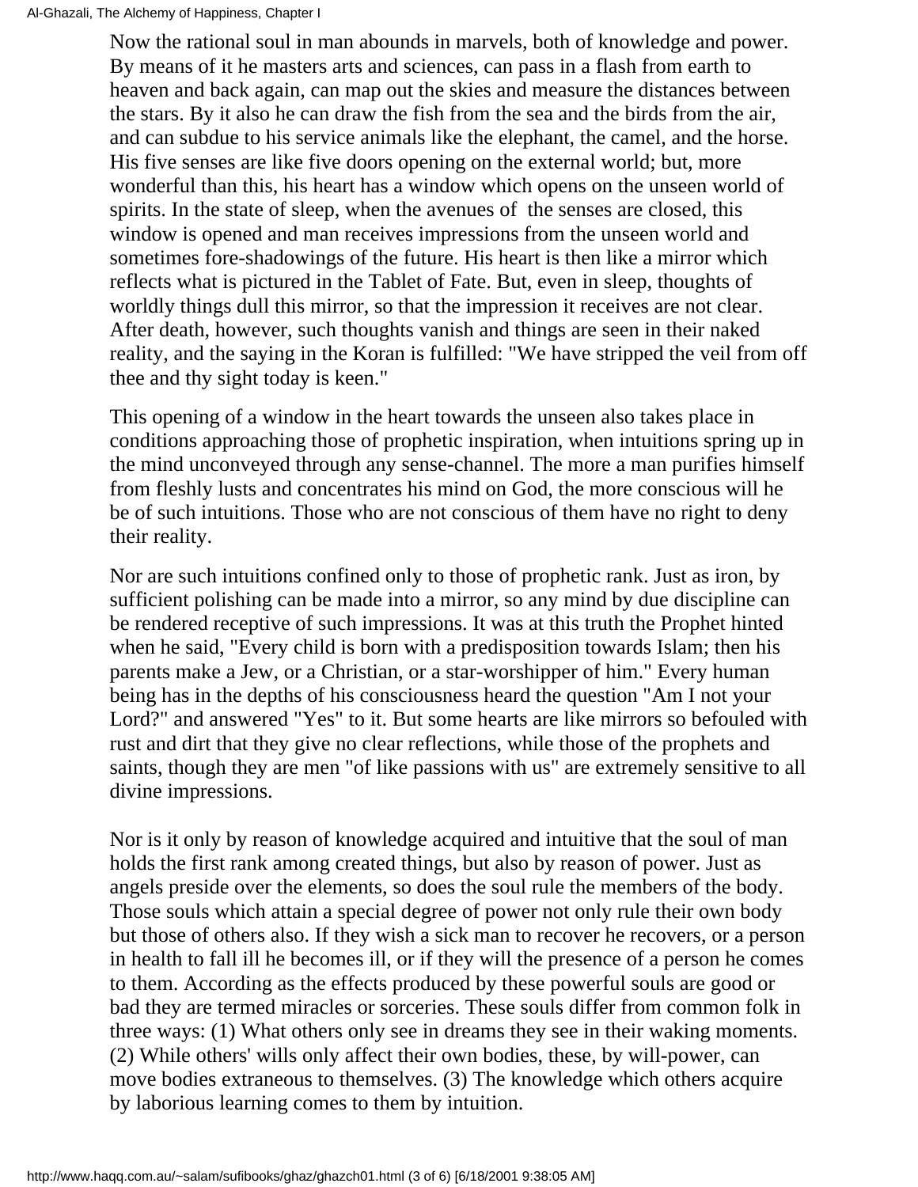Now the rational soul in man abounds in marvels, both of knowledge and power. By means of it he masters arts and sciences, can pass in a flash from earth to heaven and back again, can map out the skies and measure the distances between the stars. By it also he can draw the fish from the sea and the birds from the air, and can subdue to his service animals like the elephant, the camel, and the horse. His five senses are like five doors opening on the external world; but, more wonderful than this, his heart has a window which opens on the unseen world of spirits. In the state of sleep, when the avenues of the senses are closed, this window is opened and man receives impressions from the unseen world and sometimes fore-shadowings of the future. His heart is then like a mirror which reflects what is pictured in the Tablet of Fate. But, even in sleep, thoughts of worldly things dull this mirror, so that the impression it receives are not clear. After death, however, such thoughts vanish and things are seen in their naked reality, and the saying in the Koran is fulfilled: "We have stripped the veil from off thee and thy sight today is keen."

This opening of a window in the heart towards the unseen also takes place in conditions approaching those of prophetic inspiration, when intuitions spring up in the mind unconveyed through any sense-channel. The more a man purifies himself from fleshly lusts and concentrates his mind on God, the more conscious will he be of such intuitions. Those who are not conscious of them have no right to deny their reality.

Nor are such intuitions confined only to those of prophetic rank. Just as iron, by sufficient polishing can be made into a mirror, so any mind by due discipline can be rendered receptive of such impressions. It was at this truth the Prophet hinted when he said, "Every child is born with a predisposition towards Islam; then his parents make a Jew, or a Christian, or a star-worshipper of him." Every human being has in the depths of his consciousness heard the question "Am I not your Lord?" and answered "Yes" to it. But some hearts are like mirrors so befouled with rust and dirt that they give no clear reflections, while those of the prophets and saints, though they are men "of like passions with us" are extremely sensitive to all divine impressions.

Nor is it only by reason of knowledge acquired and intuitive that the soul of man holds the first rank among created things, but also by reason of power. Just as angels preside over the elements, so does the soul rule the members of the body. Those souls which attain a special degree of power not only rule their own body but those of others also. If they wish a sick man to recover he recovers, or a person in health to fall ill he becomes ill, or if they will the presence of a person he comes to them. According as the effects produced by these powerful souls are good or bad they are termed miracles or sorceries. These souls differ from common folk in three ways: (1) What others only see in dreams they see in their waking moments. (2) While others' wills only affect their own bodies, these, by will-power, can move bodies extraneous to themselves. (3) The knowledge which others acquire by laborious learning comes to them by intuition.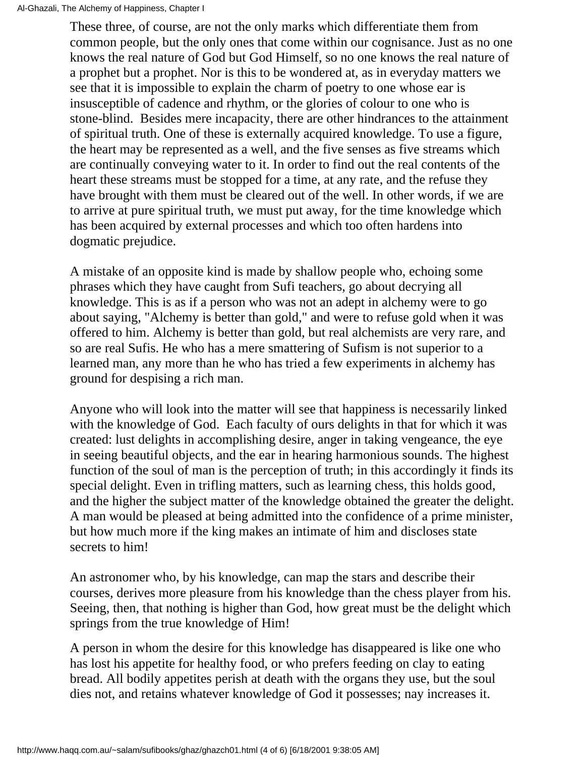These three, of course, are not the only marks which differentiate them from common people, but the only ones that come within our cognisance. Just as no one knows the real nature of God but God Himself, so no one knows the real nature of a prophet but a prophet. Nor is this to be wondered at, as in everyday matters we see that it is impossible to explain the charm of poetry to one whose ear is insusceptible of cadence and rhythm, or the glories of colour to one who is stone-blind. Besides mere incapacity, there are other hindrances to the attainment of spiritual truth. One of these is externally acquired knowledge. To use a figure, the heart may be represented as a well, and the five senses as five streams which are continually conveying water to it. In order to find out the real contents of the heart these streams must be stopped for a time, at any rate, and the refuse they have brought with them must be cleared out of the well. In other words, if we are to arrive at pure spiritual truth, we must put away, for the time knowledge which has been acquired by external processes and which too often hardens into dogmatic prejudice.

A mistake of an opposite kind is made by shallow people who, echoing some phrases which they have caught from Sufi teachers, go about decrying all knowledge. This is as if a person who was not an adept in alchemy were to go about saying, "Alchemy is better than gold," and were to refuse gold when it was offered to him. Alchemy is better than gold, but real alchemists are very rare, and so are real Sufis. He who has a mere smattering of Sufism is not superior to a learned man, any more than he who has tried a few experiments in alchemy has ground for despising a rich man.

Anyone who will look into the matter will see that happiness is necessarily linked with the knowledge of God. Each faculty of ours delights in that for which it was created: lust delights in accomplishing desire, anger in taking vengeance, the eye in seeing beautiful objects, and the ear in hearing harmonious sounds. The highest function of the soul of man is the perception of truth; in this accordingly it finds its special delight. Even in trifling matters, such as learning chess, this holds good, and the higher the subject matter of the knowledge obtained the greater the delight. A man would be pleased at being admitted into the confidence of a prime minister, but how much more if the king makes an intimate of him and discloses state secrets to him!

An astronomer who, by his knowledge, can map the stars and describe their courses, derives more pleasure from his knowledge than the chess player from his. Seeing, then, that nothing is higher than God, how great must be the delight which springs from the true knowledge of Him!

A person in whom the desire for this knowledge has disappeared is like one who has lost his appetite for healthy food, or who prefers feeding on clay to eating bread. All bodily appetites perish at death with the organs they use, but the soul dies not, and retains whatever knowledge of God it possesses; nay increases it.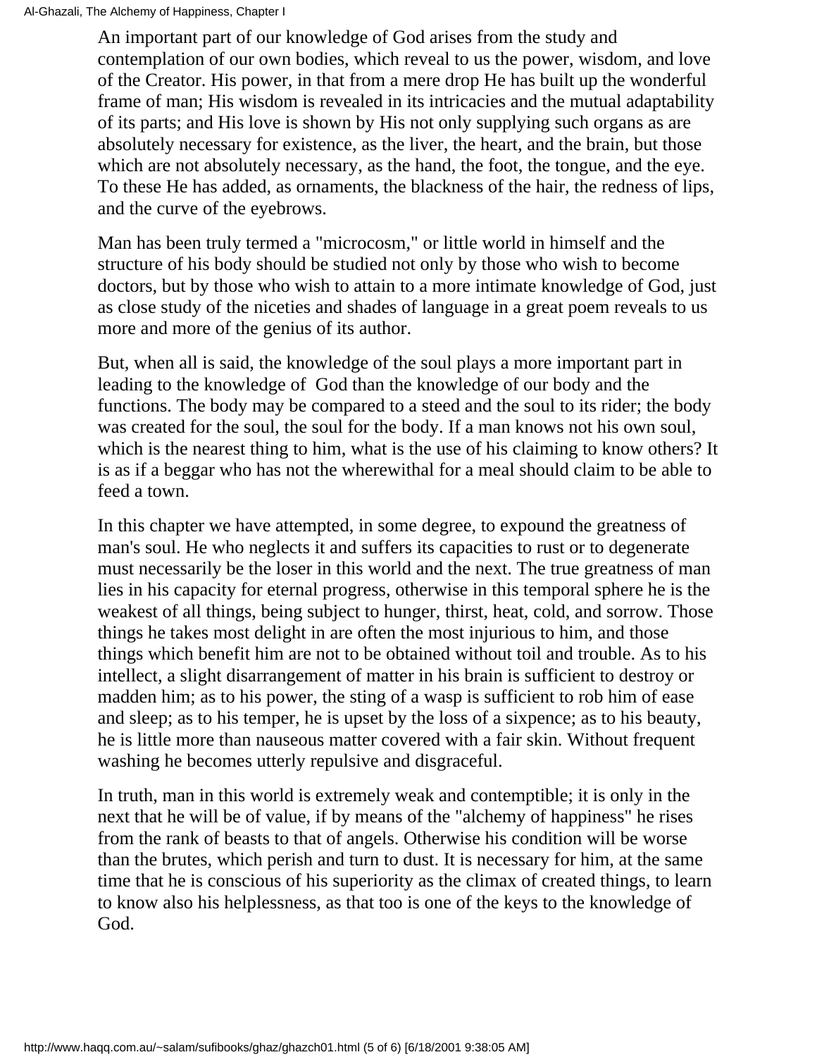An important part of our knowledge of God arises from the study and contemplation of our own bodies, which reveal to us the power, wisdom, and love of the Creator. His power, in that from a mere drop He has built up the wonderful frame of man; His wisdom is revealed in its intricacies and the mutual adaptability of its parts; and His love is shown by His not only supplying such organs as are absolutely necessary for existence, as the liver, the heart, and the brain, but those which are not absolutely necessary, as the hand, the foot, the tongue, and the eye. To these He has added, as ornaments, the blackness of the hair, the redness of lips, and the curve of the eyebrows.

Man has been truly termed a "microcosm," or little world in himself and the structure of his body should be studied not only by those who wish to become doctors, but by those who wish to attain to a more intimate knowledge of God, just as close study of the niceties and shades of language in a great poem reveals to us more and more of the genius of its author.

But, when all is said, the knowledge of the soul plays a more important part in leading to the knowledge of God than the knowledge of our body and the functions. The body may be compared to a steed and the soul to its rider; the body was created for the soul, the soul for the body. If a man knows not his own soul, which is the nearest thing to him, what is the use of his claiming to know others? It is as if a beggar who has not the wherewithal for a meal should claim to be able to feed a town.

In this chapter we have attempted, in some degree, to expound the greatness of man's soul. He who neglects it and suffers its capacities to rust or to degenerate must necessarily be the loser in this world and the next. The true greatness of man lies in his capacity for eternal progress, otherwise in this temporal sphere he is the weakest of all things, being subject to hunger, thirst, heat, cold, and sorrow. Those things he takes most delight in are often the most injurious to him, and those things which benefit him are not to be obtained without toil and trouble. As to his intellect, a slight disarrangement of matter in his brain is sufficient to destroy or madden him; as to his power, the sting of a wasp is sufficient to rob him of ease and sleep; as to his temper, he is upset by the loss of a sixpence; as to his beauty, he is little more than nauseous matter covered with a fair skin. Without frequent washing he becomes utterly repulsive and disgraceful.

In truth, man in this world is extremely weak and contemptible; it is only in the next that he will be of value, if by means of the "alchemy of happiness" he rises from the rank of beasts to that of angels. Otherwise his condition will be worse than the brutes, which perish and turn to dust. It is necessary for him, at the same time that he is conscious of his superiority as the climax of created things, to learn to know also his helplessness, as that too is one of the keys to the knowledge of God.